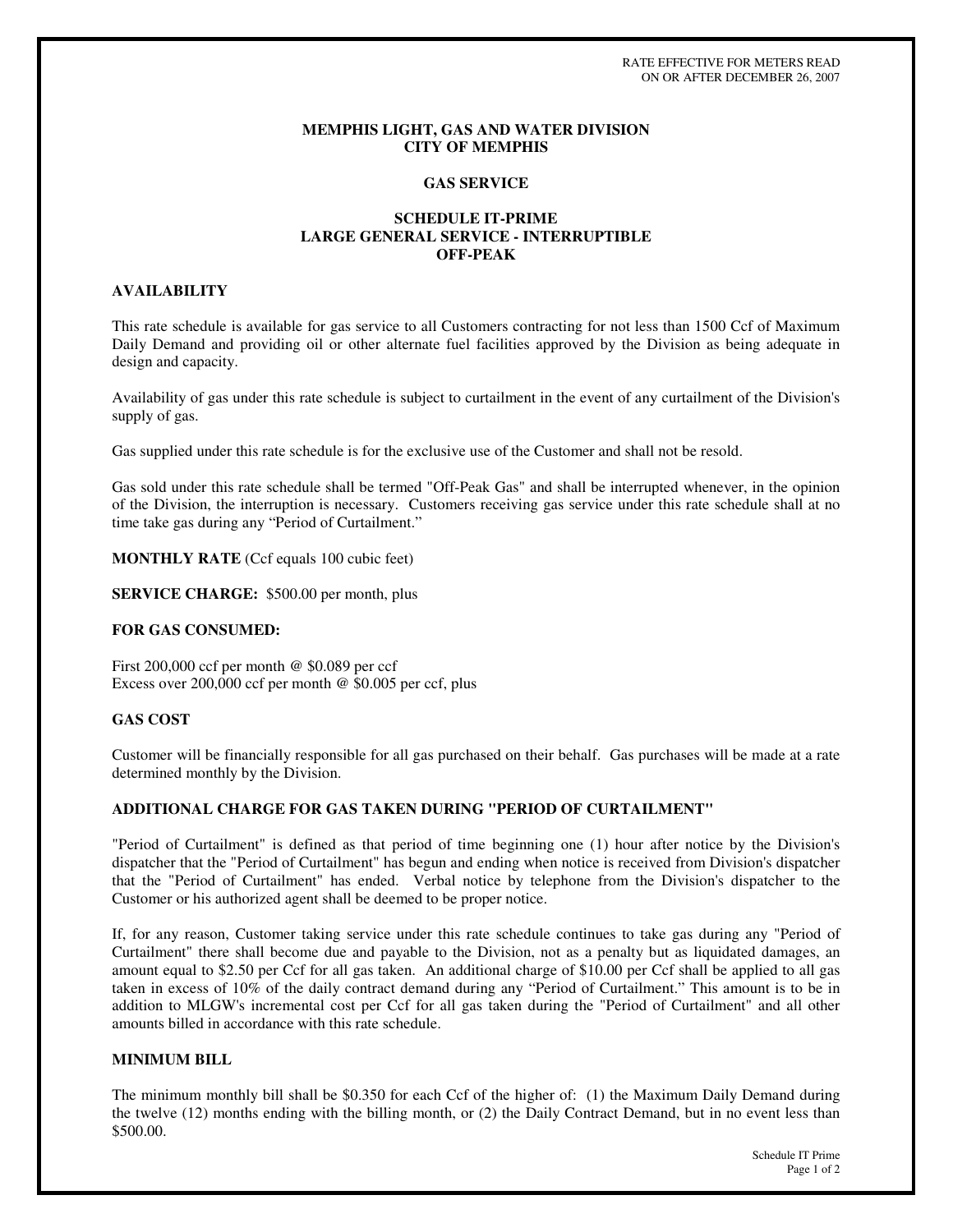RATE EFFECTIVE FOR METERS READ ON OR AFTER DECEMBER 26, 2007

# MEMPHIS LIGHT, GAS AND WATER DIVISION
# CITY OF MEMPHIS

## GAS SERVICE

## SCHEDULE IT-PRIME
## LARGE GENERAL SERVICE - INTERRUPTIBLE
## OFF-PEAK

### AVAILABILITY

This rate schedule is available for gas service to all Customers contracting for not less than 1500 Ccf of Maximum Daily Demand and providing oil or other alternate fuel facilities approved by the Division as being adequate in design and capacity.

Availability of gas under this rate schedule is subject to curtailment in the event of any curtailment of the Division's supply of gas.

Gas supplied under this rate schedule is for the exclusive use of the Customer and shall not be resold.

Gas sold under this rate schedule shall be termed "Off-Peak Gas" and shall be interrupted whenever, in the opinion of the Division, the interruption is necessary. Customers receiving gas service under this rate schedule shall at no time take gas during any "Period of Curtailment."

**MONTHLY RATE** (Ccf equals 100 cubic feet)

**SERVICE CHARGE:** $500.00 per month, plus

### FOR GAS CONSUMED:

First 200,000 ccf per month @ $0.089 per ccf
Excess over 200,000 ccf per month @ $0.005 per ccf, plus

### GAS COST

Customer will be financially responsible for all gas purchased on their behalf. Gas purchases will be made at a rate determined monthly by the Division.

### ADDITIONAL CHARGE FOR GAS TAKEN DURING "PERIOD OF CURTAILMENT"

"Period of Curtailment" is defined as that period of time beginning one (1) hour after notice by the Division's dispatcher that the "Period of Curtailment" has begun and ending when notice is received from Division's dispatcher that the "Period of Curtailment" has ended. Verbal notice by telephone from the Division's dispatcher to the Customer or his authorized agent shall be deemed to be proper notice.

If, for any reason, Customer taking service under this rate schedule continues to take gas during any "Period of Curtailment" there shall become due and payable to the Division, not as a penalty but as liquidated damages, an amount equal to $2.50 per Ccf for all gas taken. An additional charge of $10.00 per Ccf shall be applied to all gas taken in excess of 10% of the daily contract demand during any "Period of Curtailment." This amount is to be in addition to MLGW's incremental cost per Ccf for all gas taken during the "Period of Curtailment" and all other amounts billed in accordance with this rate schedule.

### MINIMUM BILL

The minimum monthly bill shall be $0.350 for each Ccf of the higher of: (1) the Maximum Daily Demand during the twelve (12) months ending with the billing month, or (2) the Daily Contract Demand, but in no event less than $500.00.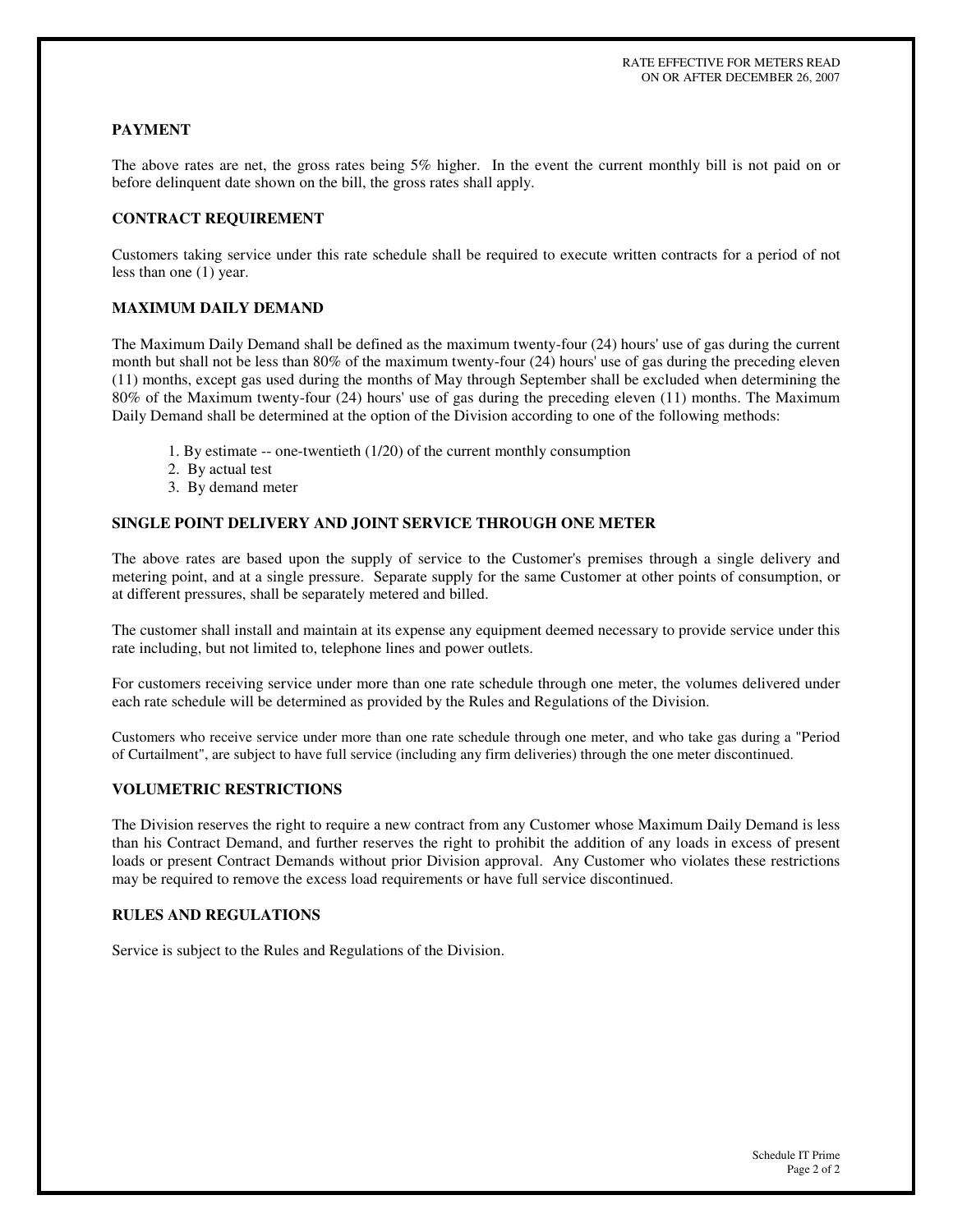RATE EFFECTIVE FOR METERS READ ON OR AFTER DECEMBER 26, 2007

## PAYMENT

The above rates are net, the gross rates being 5% higher. In the event the current monthly bill is not paid on or before delinquent date shown on the bill, the gross rates shall apply.

## CONTRACT REQUIREMENT

Customers taking service under this rate schedule shall be required to execute written contracts for a period of not less than one (1) year.

## MAXIMUM DAILY DEMAND

The Maximum Daily Demand shall be defined as the maximum twenty-four (24) hours' use of gas during the current month but shall not be less than 80% of the maximum twenty-four (24) hours' use of gas during the preceding eleven (11) months, except gas used during the months of May through September shall be excluded when determining the 80% of the Maximum twenty-four (24) hours' use of gas during the preceding eleven (11) months. The Maximum Daily Demand shall be determined at the option of the Division according to one of the following methods:

1. By estimate -- one-twentieth (1/20) of the current monthly consumption
2. By actual test
3. By demand meter

## SINGLE POINT DELIVERY AND JOINT SERVICE THROUGH ONE METER

The above rates are based upon the supply of service to the Customer's premises through a single delivery and metering point, and at a single pressure. Separate supply for the same Customer at other points of consumption, or at different pressures, shall be separately metered and billed.

The customer shall install and maintain at its expense any equipment deemed necessary to provide service under this rate including, but not limited to, telephone lines and power outlets.

For customers receiving service under more than one rate schedule through one meter, the volumes delivered under each rate schedule will be determined as provided by the Rules and Regulations of the Division.

Customers who receive service under more than one rate schedule through one meter, and who take gas during a "Period of Curtailment", are subject to have full service (including any firm deliveries) through the one meter discontinued.

## VOLUMETRIC RESTRICTIONS

The Division reserves the right to require a new contract from any Customer whose Maximum Daily Demand is less than his Contract Demand, and further reserves the right to prohibit the addition of any loads in excess of present loads or present Contract Demands without prior Division approval. Any Customer who violates these restrictions may be required to remove the excess load requirements or have full service discontinued.

## RULES AND REGULATIONS

Service is subject to the Rules and Regulations of the Division.

Schedule IT Prime